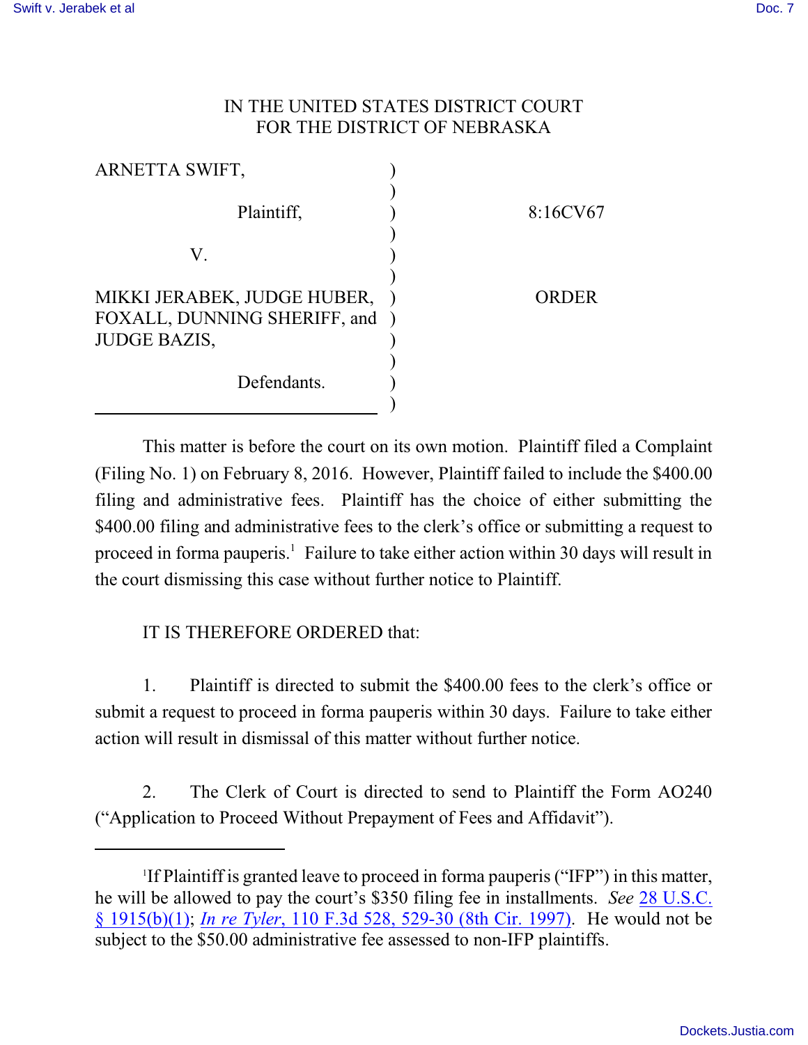IN THE UNITED STATES DISTRICT COURT
FOR THE DISTRICT OF NEBRASKA

| | | |
|---|---|---|
| ARNETTA SWIFT, | ) | |
| Plaintiff, | ) | 8:16CV67 |
| V. | ) | |
| MIKKI JERABEK, JUDGE HUBER, FOXALL, DUNNING SHERIFF, and JUDGE BAZIS, | ) | ORDER |
| Defendants. | ) | |

This matter is before the court on its own motion. Plaintiff filed a Complaint (Filing No. 1) on February 8, 2016. However, Plaintiff failed to include the $400.00 filing and administrative fees. Plaintiff has the choice of either submitting the $400.00 filing and administrative fees to the clerk's office or submitting a request to proceed in forma pauperis.[1] Failure to take either action within 30 days will result in the court dismissing this case without further notice to Plaintiff.

IT IS THEREFORE ORDERED that:

1. Plaintiff is directed to submit the $400.00 fees to the clerk's office or submit a request to proceed in forma pauperis within 30 days. Failure to take either action will result in dismissal of this matter without further notice.

2. The Clerk of Court is directed to send to Plaintiff the Form AO240 ("Application to Proceed Without Prepayment of Fees and Affidavit").

---

[1] If Plaintiff is granted leave to proceed in forma pauperis ("IFP") in this matter, he will be allowed to pay the court's $350 filing fee in installments. *See* 28 U.S.C. § 1915(b)(1); *In re Tyler*, 110 F.3d 528, 529-30 (8th Cir. 1997). He would not be subject to the $50.00 administrative fee assessed to non-IFP plaintiffs.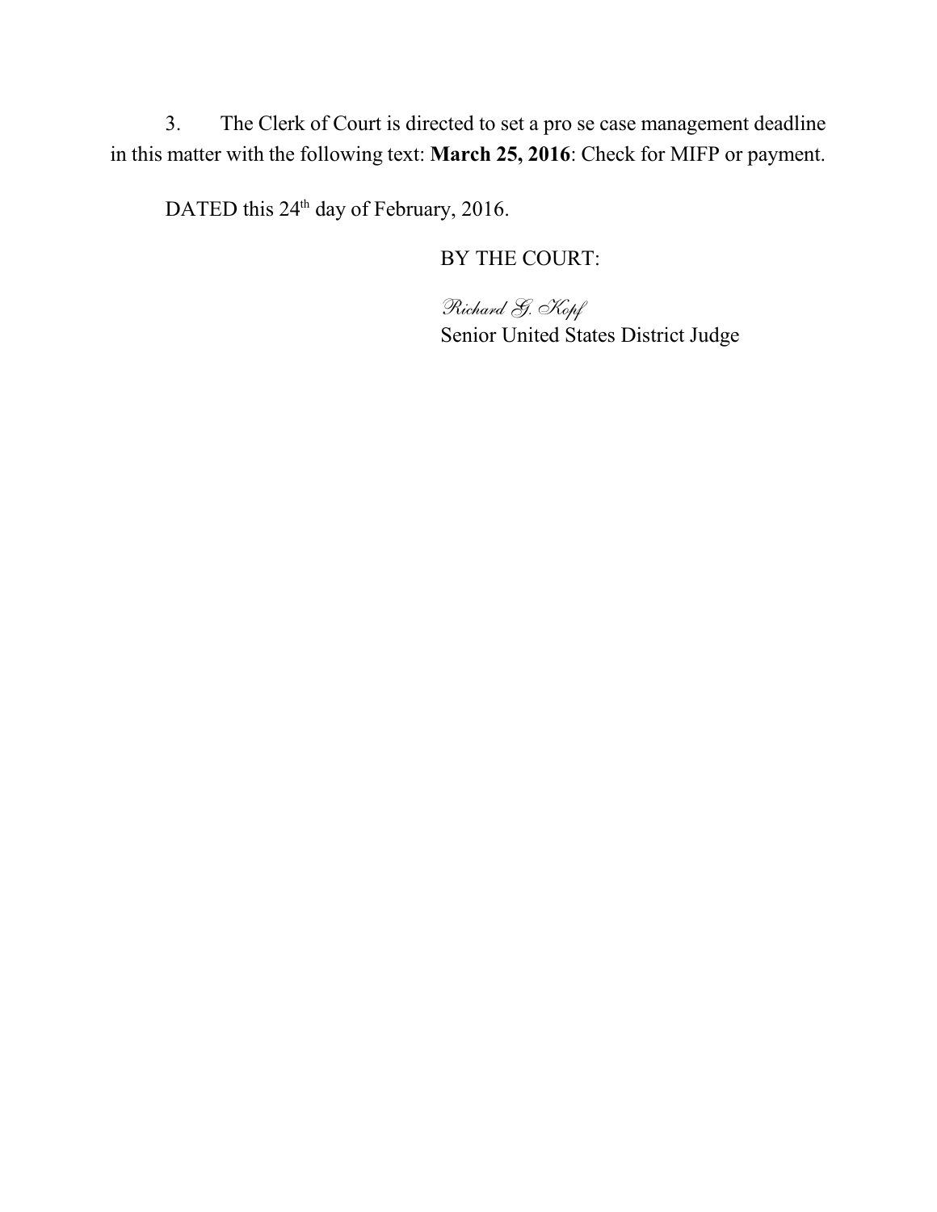3. The Clerk of Court is directed to set a pro se case management deadline in this matter with the following text: **March 25, 2016**: Check for MIFP or payment.

DATED this 24th day of February, 2016.

BY THE COURT:

*Richard G. Kopf*
Senior United States District Judge